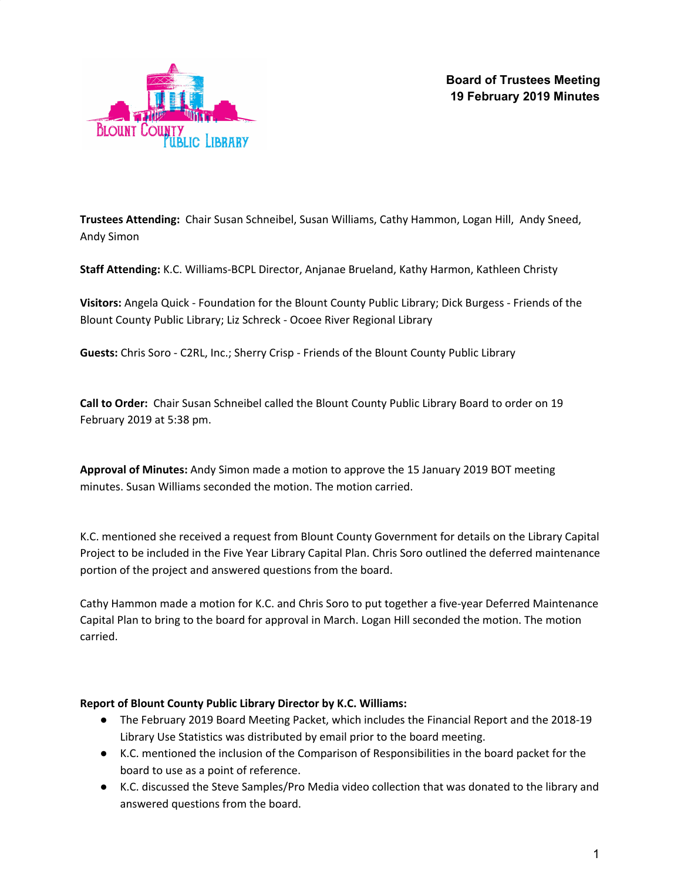**Board of Trustees Meeting**
**19 February 2019 Minutes**

**Trustees Attending:** Chair Susan Schneibel, Susan Williams, Cathy Hammon, Logan Hill, Andy Sneed, Andy Simon

**Staff Attending:** K.C. Williams-BCPL Director, Anjanae Brueland, Kathy Harmon, Kathleen Christy

**Visitors:** Angela Quick - Foundation for the Blount County Public Library; Dick Burgess - Friends of the Blount County Public Library; Liz Schreck - Ocoee River Regional Library

**Guests:** Chris Soro - C2RL, Inc.; Sherry Crisp - Friends of the Blount County Public Library

**Call to Order:** Chair Susan Schneibel called the Blount County Public Library Board to order on 19 February 2019 at 5:38 pm.

**Approval of Minutes:** Andy Simon made a motion to approve the 15 January 2019 BOT meeting minutes. Susan Williams seconded the motion. The motion carried.

K.C. mentioned she received a request from Blount County Government for details on the Library Capital Project to be included in the Five Year Library Capital Plan. Chris Soro outlined the deferred maintenance portion of the project and answered questions from the board.

Cathy Hammon made a motion for K.C. and Chris Soro to put together a five-year Deferred Maintenance Capital Plan to bring to the board for approval in March. Logan Hill seconded the motion. The motion carried.

**Report of Blount County Public Library Director by K.C. Williams:**

- The February 2019 Board Meeting Packet, which includes the Financial Report and the 2018-19 Library Use Statistics was distributed by email prior to the board meeting.
- K.C. mentioned the inclusion of the Comparison of Responsibilities in the board packet for the board to use as a point of reference.
- K.C. discussed the Steve Samples/Pro Media video collection that was donated to the library and answered questions from the board.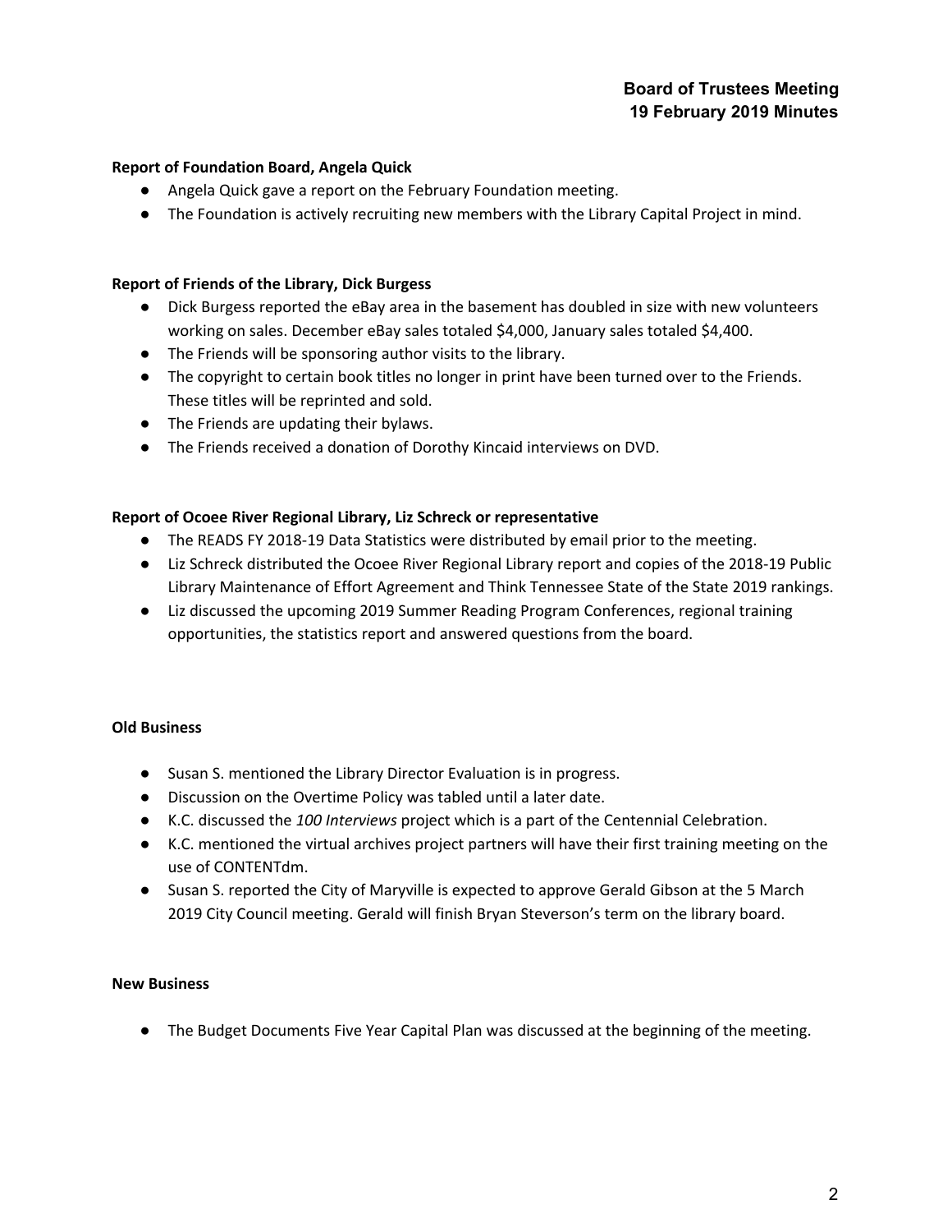**Report of Foundation Board, Angela Quick**

- Angela Quick gave a report on the February Foundation meeting.
- The Foundation is actively recruiting new members with the Library Capital Project in mind.

**Report of Friends of the Library, Dick Burgess**

- Dick Burgess reported the eBay area in the basement has doubled in size with new volunteers working on sales. December eBay sales totaled $4,000, January sales totaled $4,400.
- The Friends will be sponsoring author visits to the library.
- The copyright to certain book titles no longer in print have been turned over to the Friends. These titles will be reprinted and sold.
- The Friends are updating their bylaws.
- The Friends received a donation of Dorothy Kincaid interviews on DVD.

**Report of Ocoee River Regional Library, Liz Schreck or representative**

- The READS FY 2018-19 Data Statistics were distributed by email prior to the meeting.
- Liz Schreck distributed the Ocoee River Regional Library report and copies of the 2018-19 Public Library Maintenance of Effort Agreement and Think Tennessee State of the State 2019 rankings.
- Liz discussed the upcoming 2019 Summer Reading Program Conferences, regional training opportunities, the statistics report and answered questions from the board.

**Old Business**

- Susan S. mentioned the Library Director Evaluation is in progress.
- Discussion on the Overtime Policy was tabled until a later date.
- K.C. discussed the *100 Interviews* project which is a part of the Centennial Celebration.
- K.C. mentioned the virtual archives project partners will have their first training meeting on the use of CONTENTdm.
- Susan S. reported the City of Maryville is expected to approve Gerald Gibson at the 5 March 2019 City Council meeting. Gerald will finish Bryan Steverson's term on the library board.

**New Business**

- The Budget Documents Five Year Capital Plan was discussed at the beginning of the meeting.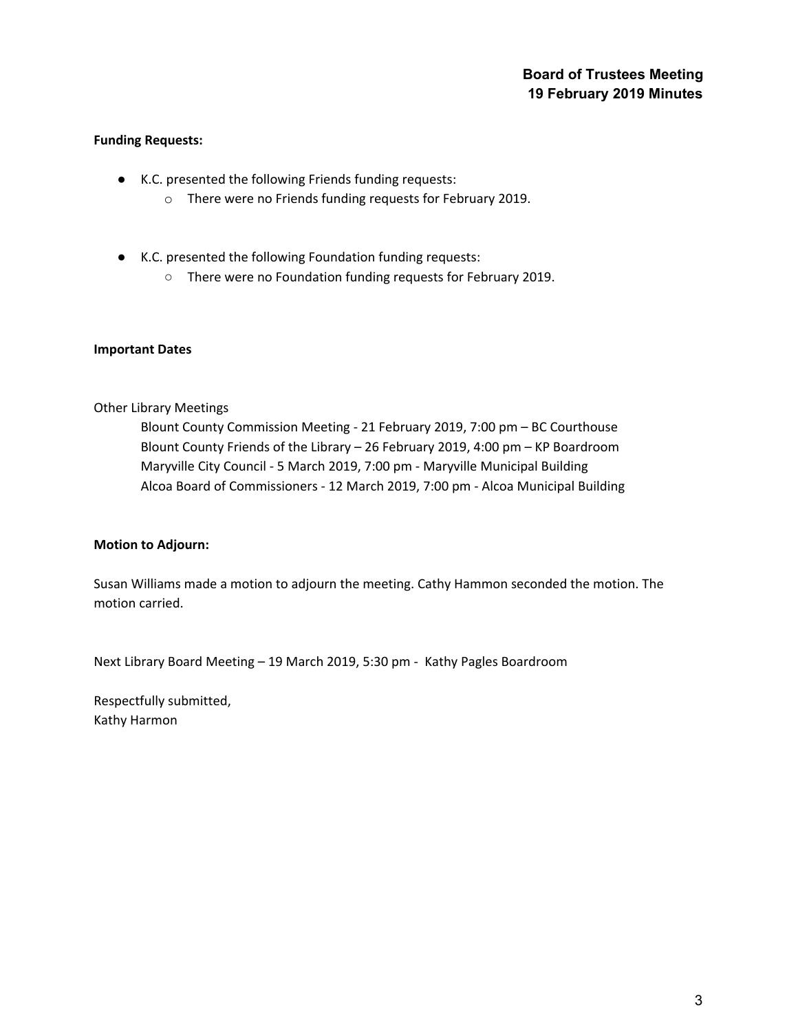**Funding Requests:**

- K.C. presented the following Friends funding requests:
  - There were no Friends funding requests for February 2019.

- K.C. presented the following Foundation funding requests:
  - There were no Foundation funding requests for February 2019.

**Important Dates**

Other Library Meetings

Blount County Commission Meeting - 21 February 2019, 7:00 pm – BC Courthouse
Blount County Friends of the Library – 26 February 2019, 4:00 pm – KP Boardroom
Maryville City Council - 5 March 2019, 7:00 pm - Maryville Municipal Building
Alcoa Board of Commissioners - 12 March 2019, 7:00 pm - Alcoa Municipal Building

**Motion to Adjourn:**

Susan Williams made a motion to adjourn the meeting. Cathy Hammon seconded the motion. The motion carried.

Next Library Board Meeting – 19 March 2019, 5:30 pm - Kathy Pagles Boardroom

Respectfully submitted,
Kathy Harmon